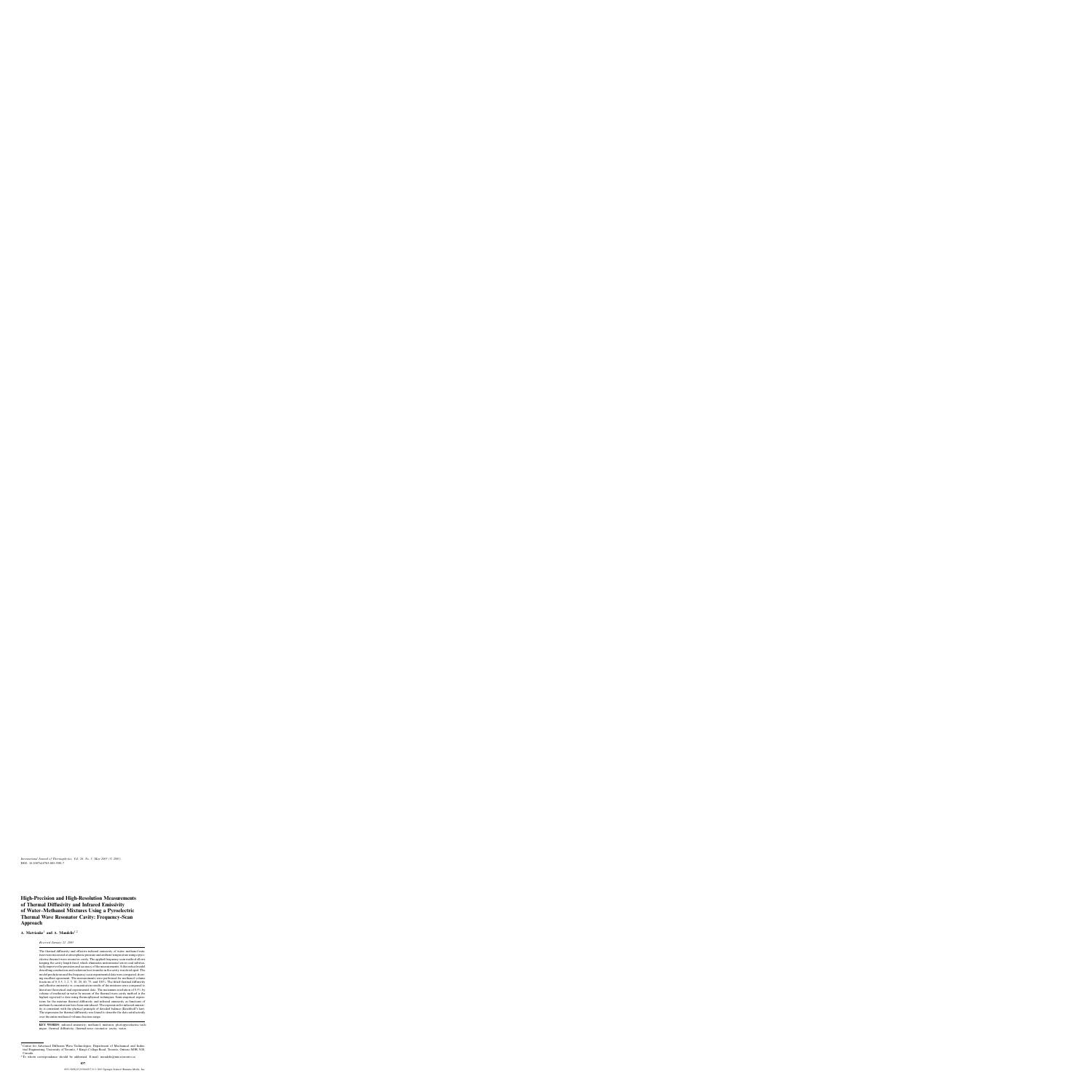International Journal of Thermophysics, Vol. 26, No. 3, May 2005 (© 2005)
DOI: 10.1007/s10765-005-5581-7

# High-Precision and High-Resolution Measurements of Thermal Diffusivity and Infrared Emissivity of Water–Methanol Mixtures Using a Pyroelectric Thermal Wave Resonator Cavity: Frequency-Scan Approach

**A. Matvienko[1] and A. Mandelis[1,2]**

*Received January 22, 2005*

The thermal diffusivity and effective infrared emissivity of water–methanol mixtures were measured at atmospheric pressure and ambient temperature using a pyroelectric thermal-wave resonator cavity. The applied frequency-scan method allows keeping the cavity length fixed, which eliminates instrumental errors and substantially improves the precision and accuracy of the measurements. A theoretical model describing conduction and radiation heat transfer in the cavity was developed. The model predictions and the frequency-scan experimental data were compared, showing excellent agreement. The measurements were performed for methanol volume fractions of 0, 0.5, 1, 2, 5, 10, 20, 40, 75, and 100%. The fitted thermal diffusivity and effective emissivity vs. concentration results of the mixtures were compared to literature theoretical and experimental data. The maximum resolution of 0.5% by volume of methanol in water by means of the thermal-wave cavity method is the highest reported to date using thermophysical techniques. Some empirical expressions for the mixture thermal diffusivity and infrared emissivity as functions of methanol concentration have been introduced. The expression for infrared emissivity is consistent with the physical principle of detailed balance (Kirchhoff's law). The expression for thermal diffusivity was found to describe the data satisfactorily over the entire methanol volume fraction range.

**KEY WORDS:** infrared emissivity; methanol; mixtures; photopyroelectric technique; thermal diffusivity; thermal-wave resonator cavity; water.

---

[1] Center for Advanced Diffusion-Wave Technologies, Department of Mechanical and Industrial Engineering, University of Toronto, 5 King's College Road, Toronto, Ontario M5S 3G8, Canada.

[2] To whom correspondence should be addressed. E-mail: mandelis@mie.utoronto.ca

0195-928X/05/0500-0837/0 © 2005 Springer Science+Business Media, Inc.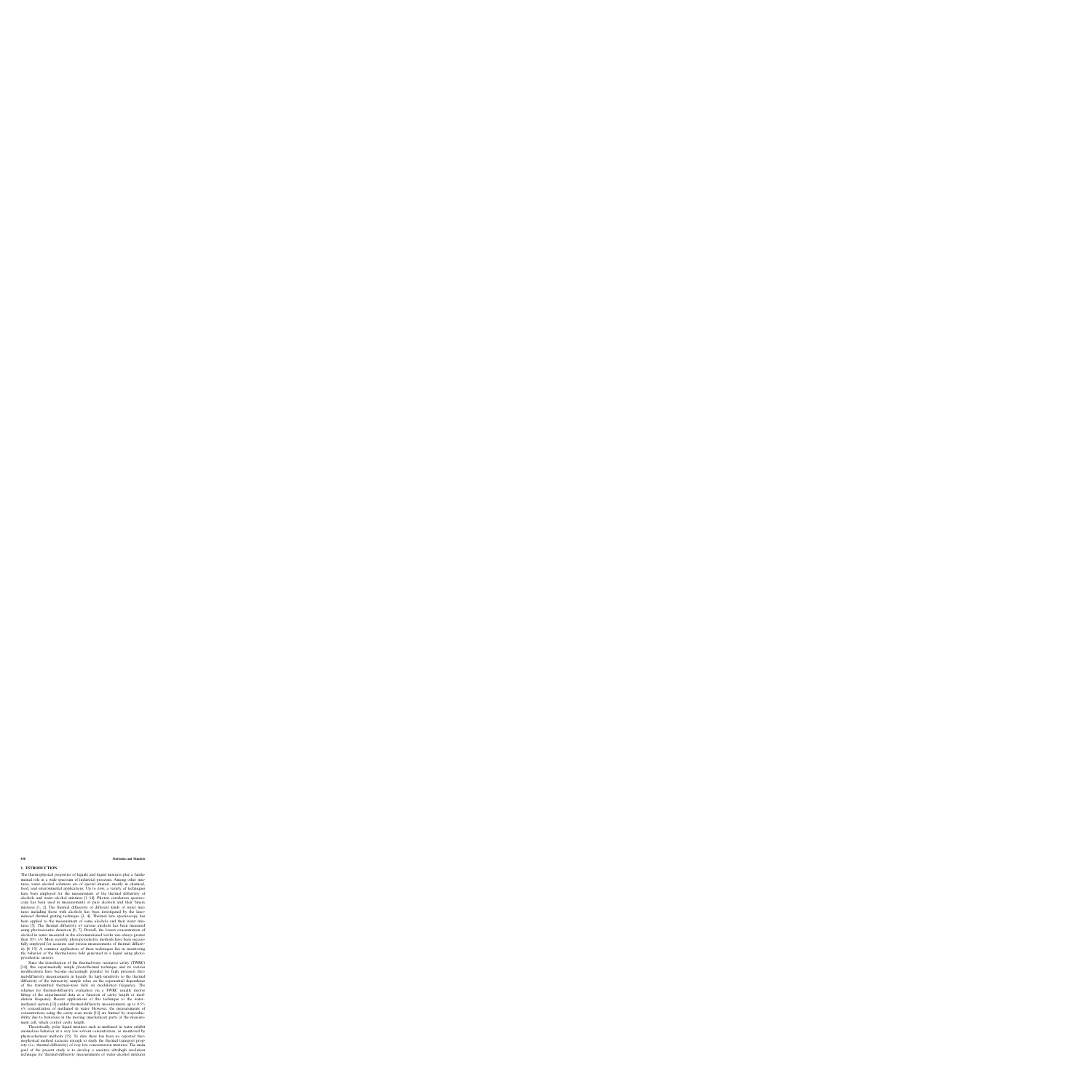## 1. INTRODUCTION

The thermophysical properties of liquids and liquid mixtures play a fundamental role in a wide spectrum of industrial processes. Among other mixtures, water–alcohol solutions are of special interest, mostly in chemical, food, and environmental applications. Up to now, a variety of techniques have been employed for the measurement of the thermal diffusivity of alcohols and water–alcohol mixtures [1–14]. Photon correlation spectroscopy has been used in measurements of pure alcohols and their binary mixtures [1, 2]. The thermal diffusivity of different kinds of water mixtures including those with alcohols has been investigated by the laser-induced thermal grating technique [3, 4]. Thermal lens spectroscopy has been applied to the measurement of some alcohols and their water mixtures [5]. The thermal diffusivity of various alcohols has been measured using photoacoustic detection [6, 7]. Overall, the lowest concentration of alcohol in water measured in the aforementioned works was always greater than 10% v/v. More recently, photopyroelectric methods have been successfully employed for accurate and precise measurements of thermal diffusivity [8–13]. A common application of these techniques lies in monitoring the behavior of the thermal-wave field generated in a liquid using photopyroelectric sensors.

Since the introduction of the thermal-wave resonator cavity (TWRC) [14], this experimentally simple photothermal technique and its various modifications have become increasingly popular for high precision thermal-diffusivity measurements in liquids. Its high sensitivity to the thermal diffusivity of the intracavity sample relies on the exponential dependence of the transmitted thermal-wave field on modulation frequency. The schemes for thermal-diffusivity evaluation via a TWRC usually involve fitting of the experimental data as a function of cavity length or modulation frequency. Recent applications of this technique to the water–methanol system [12] yielded thermal-diffusivity measurements up to 0.5% v/v concentration of methanol in water. However, the measurements of concentrations using the cavity scan mode [12] are limited by irreproducibility due to hysteresis in the moving (mechanical) parts of the measurement cell, which control cavity length.

Theoretically, polar liquid mixtures such as methanol in water exhibit anomalous behavior at a very low solvent concentration, as monitored by physicochemical methods [15]. To date there has been no reported thermophysical method accurate enough to study the thermal transport property (i.e., thermal diffusivity) of very low concentration mixtures. The main goal of the present study is to develop a sensitive ultrahigh resolution technique for thermal-diffusivity measurements of water–alcohol mixtures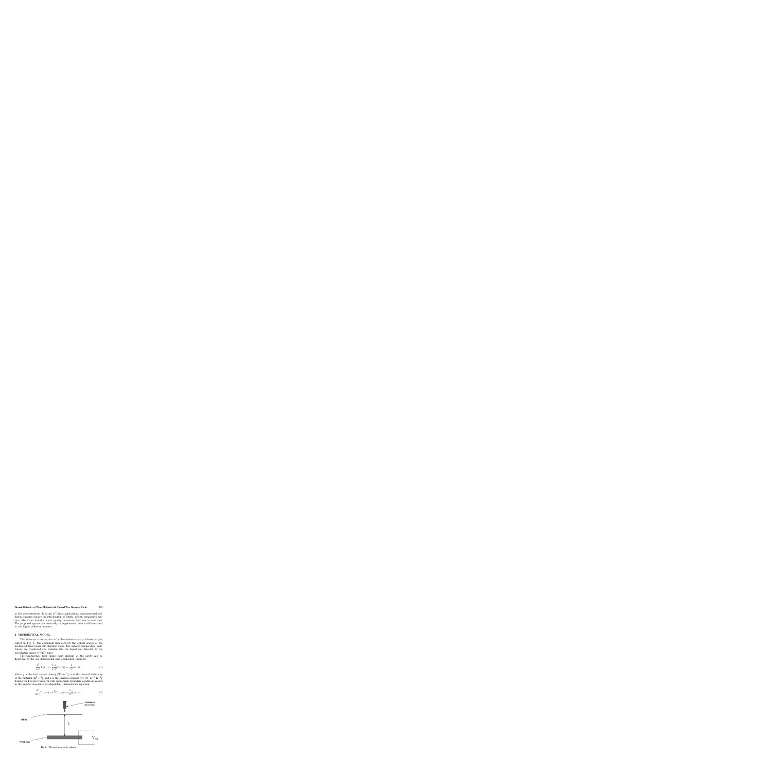at low concentrations. In terms of future applications, environmental pollution concerns require the introduction of simple, robust, inexpensive sensors, which can monitor water quality in remote locations in real time. The proposed system can eventually be implemented into a self-contained *in situ* liquid pollution monitor.

## 2. THEORETICAL MODEL

The sideways cross section of a thermal-wave cavity scheme is presented in Fig. 1. The aluminum film converts the optical energy of the modulated laser beam into thermal waves. The induced temperature oscillations are conducted and radiated into the liquid and detected by the pyroelectric sensor (PVDF film).

The temperature field inside every element of the cavity can be described by the one-dimensional heat conduction equation:

$$\frac{\partial^2}{\partial x^2}T(x,t) - \frac{1}{\alpha}\frac{\partial}{\partial t}T(x,t) = -\frac{1}{k}q(x,t) \tag{1}$$

where $q$ is the heat source density [W $\cdot$ m$^{-3}$], $\alpha$ is the thermal diffusivity of the material [m$^2$ $\cdot$ s$^{-1}$], and $k$ is the thermal conductivity [W $\cdot$ m$^{-1}$ $\cdot$ K$^{-1}$]. Taking the Fourier transform with appropriate boundary conditions results in the angular frequency ($\omega$)-dependent thermal-wave equation:

$$\frac{d^2}{dx^2}T(x,\omega) - \sigma^2 T(x,\omega) = -\frac{1}{k}Q(x,\omega) \tag{2}$$

Al Film

Modulated laser beam

L

PVDF Film

$V_{out}$

**Fig. 1.** Thermal-wave cavity scheme.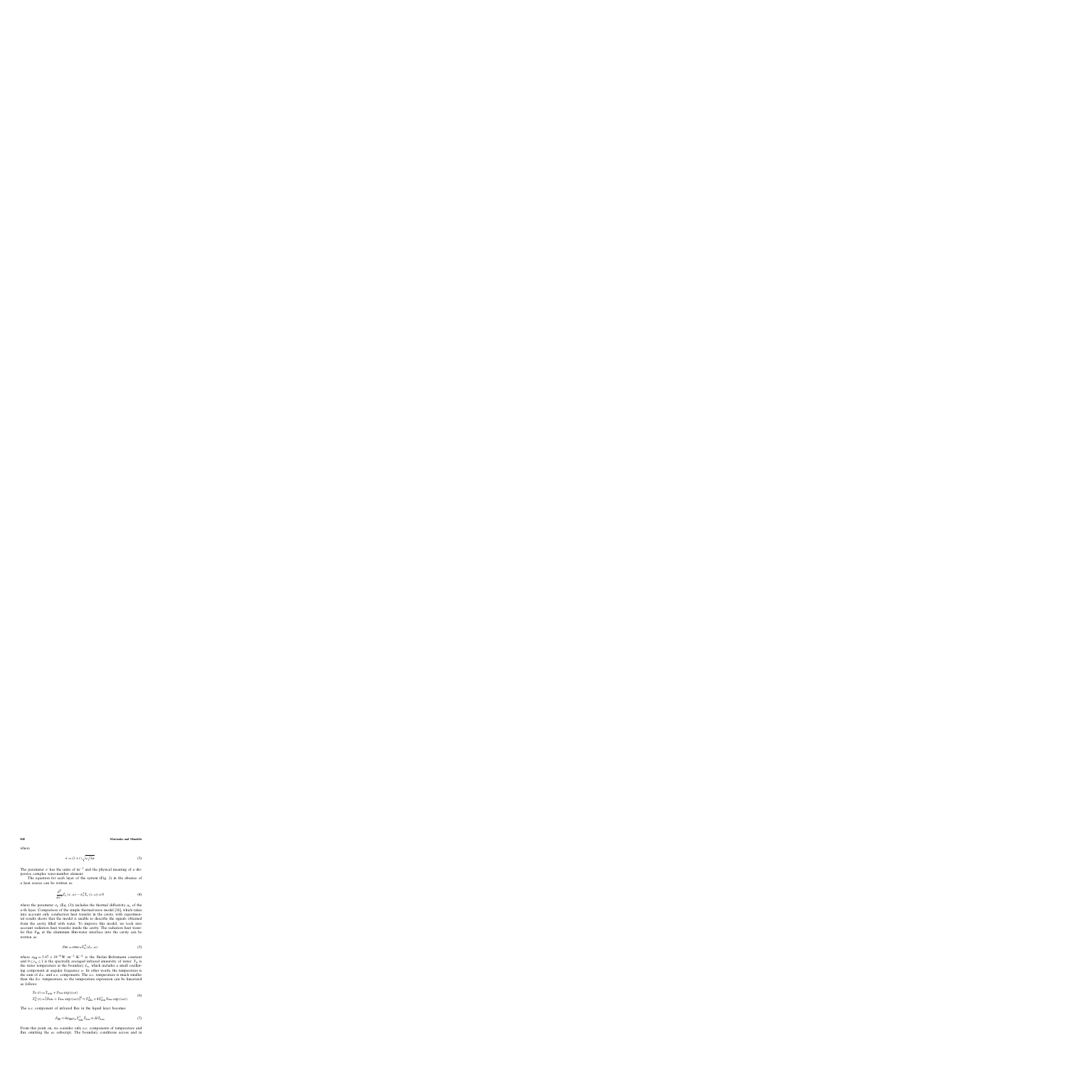where

$$\sigma = (1+i)\sqrt{\omega/2\alpha} \tag{3}$$

The parameter $\sigma$ has the units of $\mathrm{m}^{-1}$ and the physical meaning of a dispersive complex wave-number element.

The equation for each layer of the system (Fig. 2) in the absence of a heat source can be written as

$$\frac{d^2}{dx^2}T_n(x,\omega) - \sigma_n^2 T_n(x,\omega) = 0 \tag{4}$$

where the parameter $\sigma_n$ (Eq. (3)) includes the thermal diffusivity $\alpha_n$ of the $n$-th layer. Comparison of the simple thermal-wave model [16], which takes into account only conduction heat transfer in the cavity, with experimental results shows that the model is unable to describe the signals obtained from the cavity filled with water. To improve this model, we took into account radiation heat transfer inside the cavity. The radiation heat transfer flux $F_{\mathrm{IR}}$ at the aluminum film-water interface into the cavity can be written as

$$F_{\mathrm{IR}} = \sigma_{\mathrm{SB}}\varepsilon_{\mathrm{w}} T_{\mathrm{w}}^4(L_{\mathrm{c}},\omega) \tag{5}$$

where $\sigma_{\mathrm{SB}} = 5.67 \times 10^{-8}\,\mathrm{W \cdot m^{-2} \cdot K^{-4}}$ is the Stefan–Boltzmann constant and $0 \leq \varepsilon_{\mathrm{w}} \leq 1$ is the spectrally averaged infrared emissivity of water. $T_{\mathrm{w}}$ is the water temperature at the boundary $L_{\mathrm{c}}$, which includes a small oscillating component at angular frequency $\omega$. In other words, the temperature is the sum of d.c. and a.c. components. The a.c. temperature is much smaller than the d.c. temperature, so the temperature expression can be linearized as follows:

$$\begin{aligned} T_{\mathrm{w}}(t) &= T_{\mathrm{wdc}} + T_{\mathrm{wac}}\exp(i\omega t) \\ T_{\mathrm{w}}^4(t) &= [T_{\mathrm{wdc}} + T_{\mathrm{wac}}\exp(i\omega t)]^4 \approx T_{\mathrm{wdc}}^4 + 4T_{\mathrm{wdc}}^3 T_{\mathrm{wac}}\exp(i\omega t) \end{aligned} \tag{6}$$

The a.c. component of infrared flux in the liquid layer becomes

$$F_{\mathrm{IR}} \approx 4\sigma_{\mathrm{SB}}\varepsilon_{\mathrm{w}} T_{\mathrm{wdc}}^3 T_{\mathrm{wac}} \equiv HT_{\mathrm{wac}} \tag{7}$$

From this point on, we consider only a.c. components of temperature and flux omitting the $ac$ subscript. The boundary conditions across and in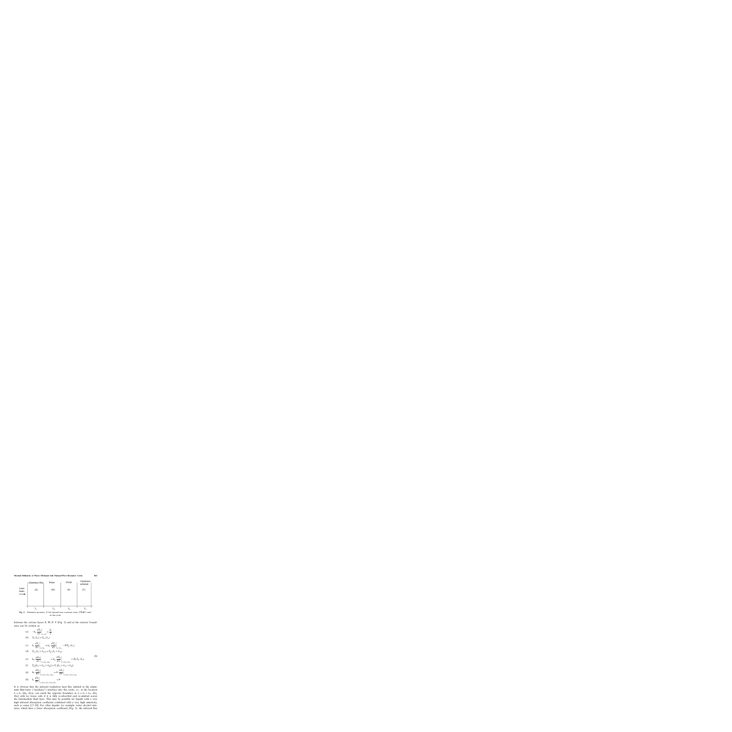Aluminum film | Water | PVDF | Aluminum substrate

Laser beam

(S) (W) (P) (T)

$L_s$ $L_w$ $L_p$ $L_t$

**Fig. 2.** Schematic geometry of the thermal-wave resonant cavity (TWRC) used in this work.

between the various layers S, W, P, T (Fig. 2) and at the exterior boundaries can be written as

$$
\begin{aligned}
&\text{(a)} \quad -k_s \left.\frac{dT_s}{dx}\right|_{x=0} = \frac{I_0}{2} \\
&\text{(b)} \quad T_s(L_s) = T_w(L_s) \\
&\text{(c)} \quad k_s \left.\frac{dT_s}{dx}\right|_{x=L_s} = k_w \left.\frac{dT_w}{dx}\right|_{x=L_s} - HT_w(L_s) \\
&\text{(d)} \quad T_w(L_s + L_w) = T_p(L_s + L_w) \\
&\text{(e)} \quad k_w \left.\frac{dT_w}{dx}\right|_{x=L_s+L_w} = k_p \left.\frac{dT_p}{dx}\right|_{x=L_s+L_w} + H_r T_w(L_s) \\
&\text{(f)} \quad T_p(L_s + L_w + L_p) = T_t(L_s + L_w + L_p) \\
&\text{(g)} \quad k_p \left.\frac{dT_p}{dx}\right|_{x=L_s+L_w+L_p} = k_t \left.\frac{dT_t}{dx}\right|_{x=L_s+L_w+L_p} \\
&\text{(h)} \quad k_t \left.\frac{dT_t}{dx}\right|_{x=L_s+L_w+L_p+L_t} = 0
\end{aligned}
\tag{8}
$$

It is obvious that the infrared (radiative) heat flux emitted at the aluminum film-water ("incidence") interface into the cavity, i.e., at the location $L = L_s$ (Eq. (8c)), can reach the opposite boundary at $L = L_s + L_w$ (Eq. (8e)) with no losses only if it is fully re-absorbed and re-emitted across the intermediate fluid layer. This may be possible for liquids with a very high infrared absorption coefficient combined with a very high emissivity, such as water [17–20]. For other liquids, for example, water–alcohol mixtures, which have a lower absorption coefficient (Fig. 3), the infrared flux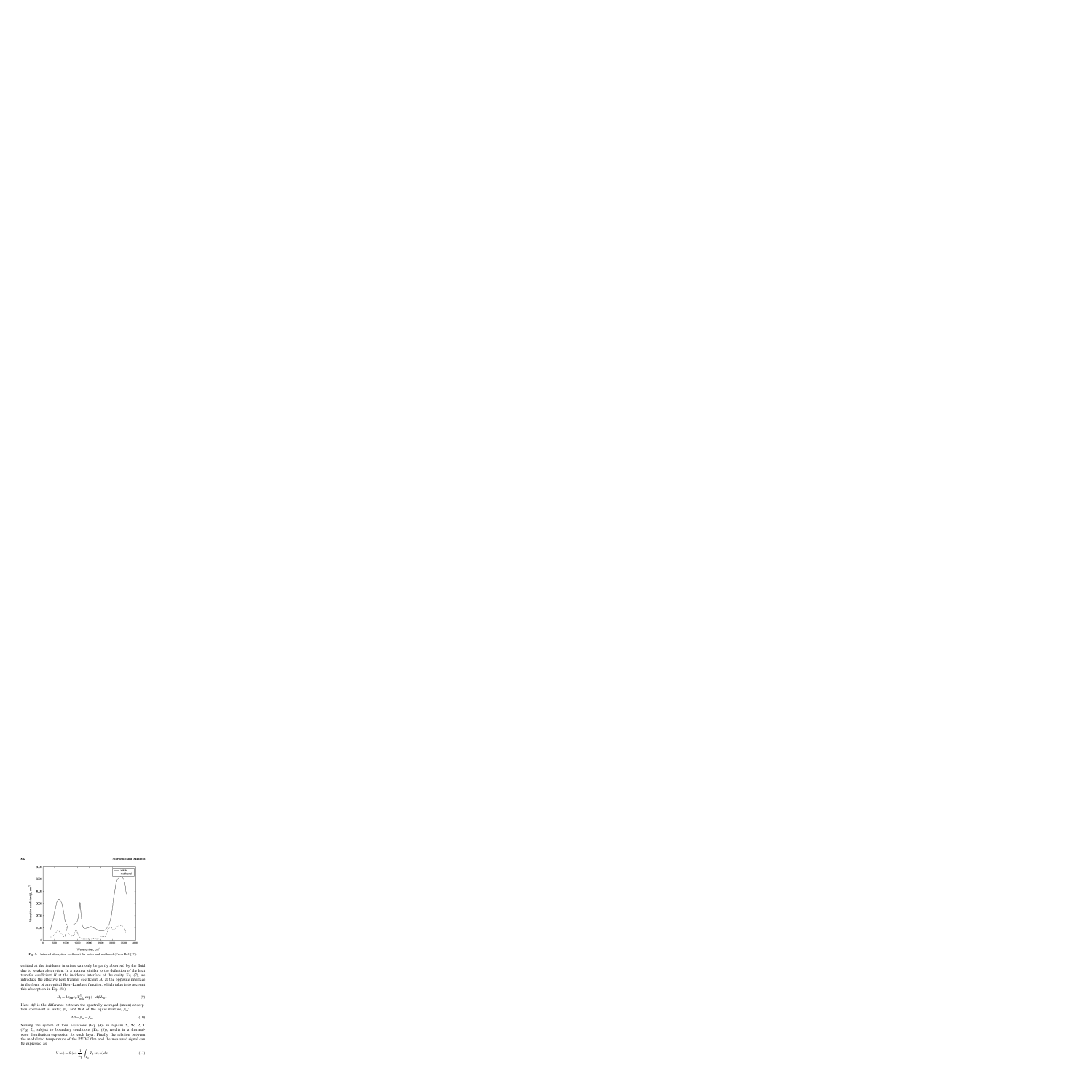Fig. 5 Infrared absorption coefficient for water and methanol (From Ref. [17])

emitted at the incidence interface can only be partly absorbed by the fluid due to weaker absorption. In a manner similar to the definition of the heat transfer coefficient $H$ at the incidence interface of the cavity, Eq. (7), we introduce the effective heat transfer coefficient $H_e$ at the opposite interface in the form of an optical Beer–Lambert function, which takes into account this absorption in Eq. (6a):

$$H_e = 4\sigma_{SB}\epsilon_W T_{m(0)}^3 \exp(-\Delta\beta L_W) \tag{9}$$

Here $\Delta\beta$ is the difference between the spectrally averaged (mean) absorption coefficient of water, $\beta_W$, and that of the liquid mixture, $\beta_m$:

$$\Delta\beta = \beta_W - \beta_m \tag{10}$$

Solving the system of four equations (Eq. (6)) in regions S, W, P, T (Fig. 2), subject to boundary conditions (Eq. (8)), results in a thermal-wave distribution expression for each layer. Finally, the relation between the modulated temperature of the PVDF film and the measured signal can be expressed as

$$V(\omega) = S(\omega)\frac{1}{L_p}\int_{L_p} T_p(x,\omega)dx \tag{11}$$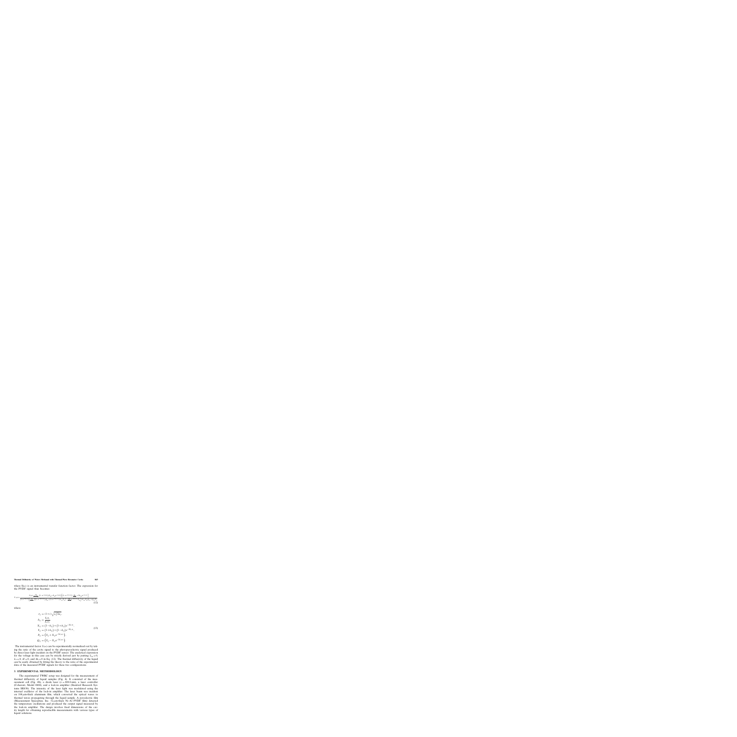where $S(\omega)$ is an instrumental transfer function factor. The expression for the PVDF signal thus becomes

$$V(\omega) = \frac{S(\omega)\frac{\eta I_0}{2k_s\sigma_s}\left(1-e^{-\sigma_s L_s}\right)\left(X_{ss}+X_{sg}e^{-\sigma_s L_s}\right)\left[\left(1-e^{-\sigma_p L_p}\right)\frac{\alpha_p}{k_p\sigma_p^2}+b_{gp}e^{-\sigma_p L_p}\right]}{\left(1-e^{-2\sigma_s L_s}\right)\left[\frac{1}{b_{ps}}\left(1-e^{-2\sigma_s L_s}\right)Q_{ps}\left(1-e^{-2\sigma_p L_p}\right)\left(b_{gp}P_{gp}\right)-\frac{R}{b_{gp}}e^{-2\sigma_s L_s}P_{gp}\right]-e^{-\sigma_s L_s}Q_{ps}\left(1-e^{-2\sigma_p L_p}\right)b_{gp}P_{gp}} \tag{12}$$

where

$$\begin{aligned}
\sigma_j &= (1+i)\sqrt{\omega/2\alpha_j},\\
b_{ij} &= \frac{k_i\sigma_i}{k_j\sigma_j},\\
X_{ij} &= (1-b_{ij})+(1+b_{ij})e^{-2L_i\sigma_i},\\
Y_{ij} &= (1+b_{ij})+(1-b_{ij})e^{-2L_i\sigma_i},\\
P_{ij} &= \left(Y_{ij}+X_{ij}e^{-2L_j\sigma_j}\right),\\
Q_{ij} &= \left(Y_{ij}-X_{ij}e^{-2L_j\sigma_j}\right)
\end{aligned} \tag{13}$$

The instrumental factor $S(\omega)$ can be experimentally normalized out by taking the ratio of the cavity signal to the photopyroelectric signal produced by direct laser light incident on the PVDF sensor. The analytical expression for the voltage in this case can be strictly derived just by putting $L_m = 0$, $L_l = 0$, $H = 0$, and $\theta_0 = 0$ in Eq. (12). The thermal diffusivity of the liquid can be easily obtained by fitting the theory to the ratio of the experimental data of the measured PVDF signals for these two configurations.

## 3. EXPERIMENTAL METHODOLOGY

The experimental TWRC setup was designed for the measurement of thermal diffusivity of liquid samples (Fig. 4). It consisted of the measurement cell (Fig. 4b), a diode laser ($\lambda = 809.6$ nm), a laser controller (Coherent, Model 6060), and a lock-in amplifier (Stanford Research Systems SR830). The intensity of the laser light was modulated using the internal oscillator of the lock-in amplifier. The laser beam was incident on 100 μm-thick aluminum film, which converted the optical waves to thermal waves propagating through the liquid sample. A pyroelectric film (Measurement Specialties, Inc.: 52 μm-thick Ni–Al PVDF film) detected the temperature oscillations and produced the output signal measured by the lock-in amplifier. The design involves fixed dimensions of the cavity length for obtaining reproducible measurements with various types of liquid solutions.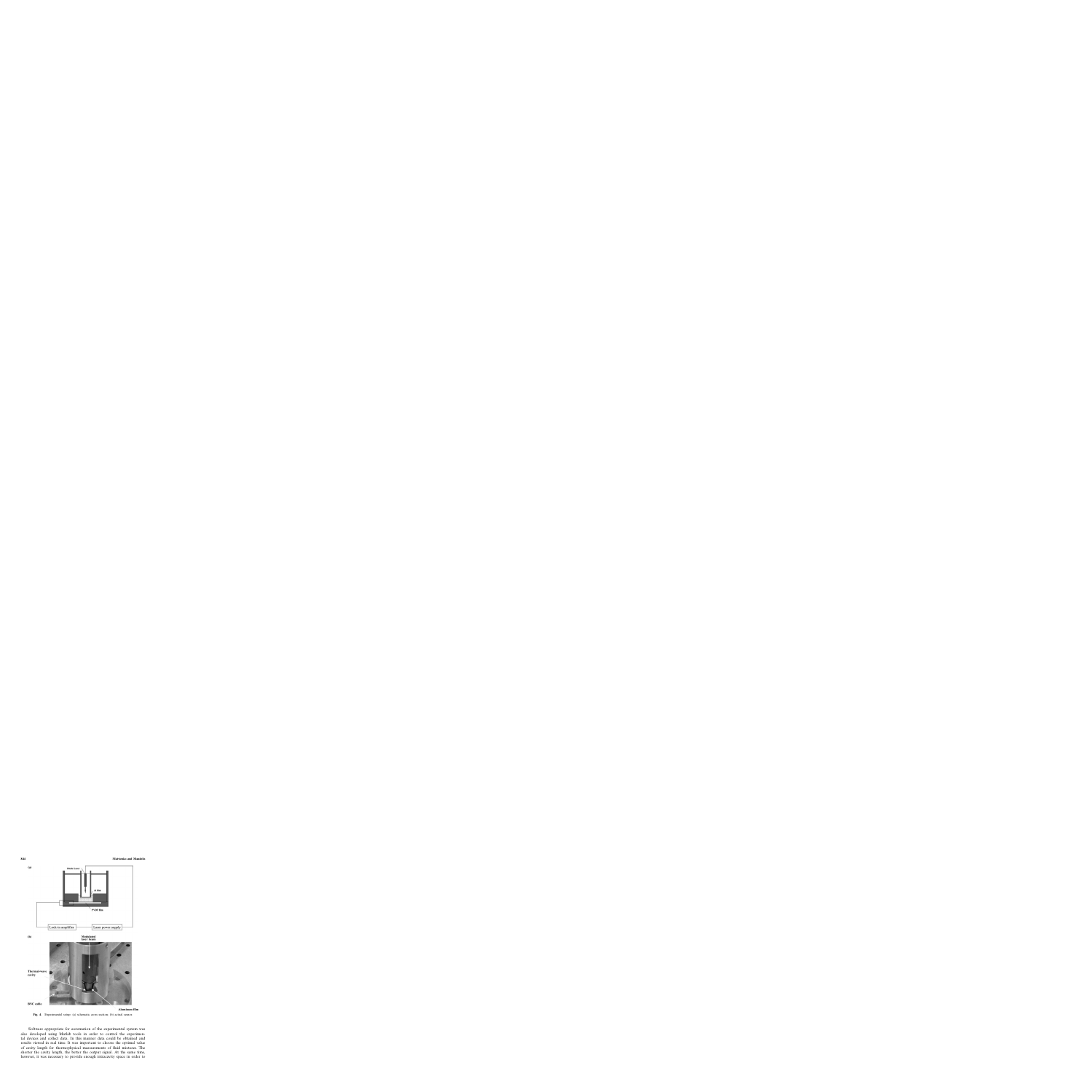Fig. 4. Experimental setup: (a) schematic cross section; (b) actual sensor.

Software appropriate for automation of the experimental system was also developed using Matlab tools in order to control the experimental devices and collect data. In this manner data could be obtained and results viewed in real time. It was important to choose the optimal value of cavity length for thermophysical measurements of fluid mixtures. The shorter the cavity length, the better the output signal. At the same time, however, it was necessary to provide enough intracavity space in order to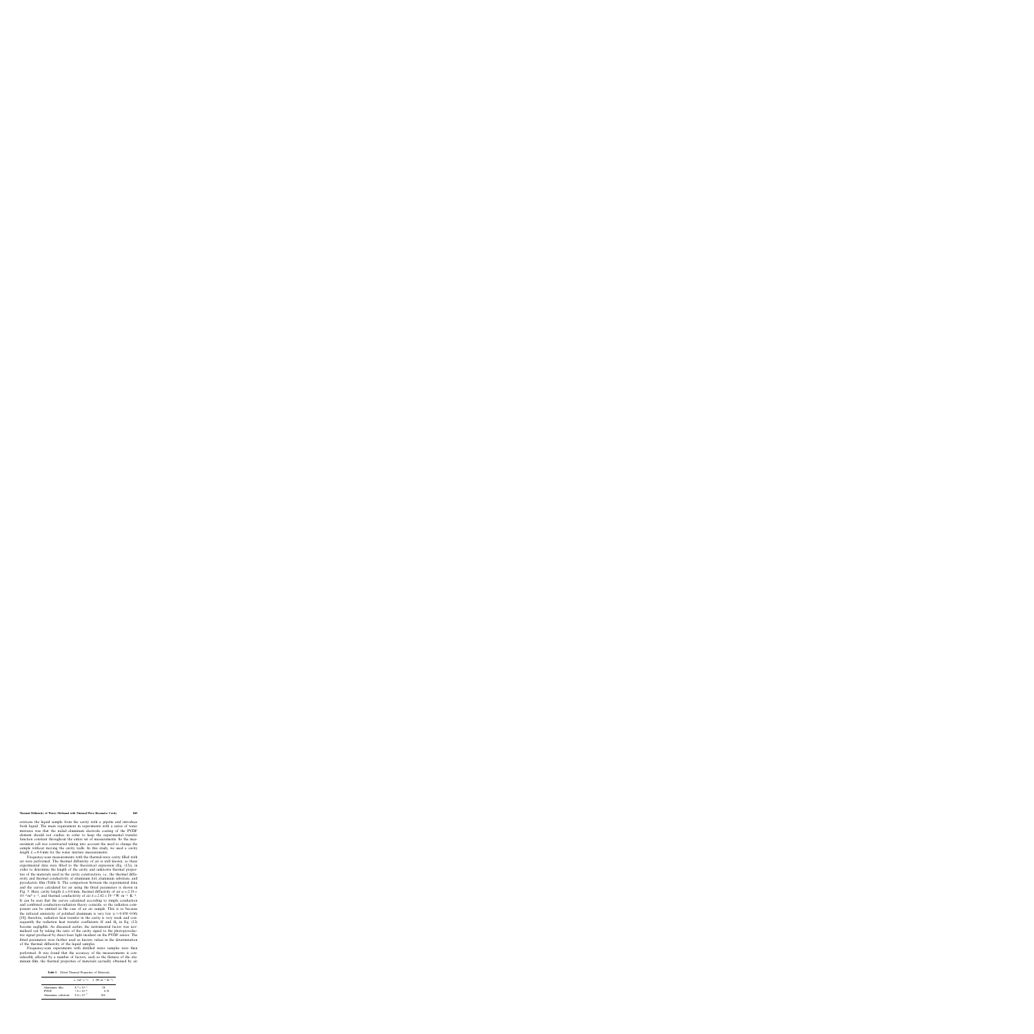extracts the liquid sample from the cavity with a pipette and introduce fresh liquid. The main requirement in experiments with a series of water mixtures was that the nickel-aluminum electrode coating of the PVDF element should not oxidize in order to keep the experimental transfer function constant throughout the entire set of measurements. So the measurement cell was constructed taking into account the need to change the sample without moving the cavity walls. In this study, we used a cavity length $L = 0.6$ mm for the water mixture measurements.

Frequency-scan measurements with the thermal-wave cavity filled with air were performed. The thermal diffusivity of air is well known, so these experimental data were fitted to the theoretical expression (Eq. (12)), in order to determine the length of the cavity and unknown thermal properties of the materials used in the cavity construction, i.e., the thermal diffusivity and thermal conductivity of aluminum foil, aluminum substrate, and pyroelectric film (Table I). The comparison between the experimental data and the curves calculated for air using the fitted parameters is shown in Fig. 5. Here, cavity length $L = 0.6$ mm, thermal diffusivity of air $\alpha = 2.18 \times 10^{-5}\,\mathrm{m^2 \cdot s^{-1}}$, and thermal conductivity of air $k = 2.62 \times 10^{-2}\,\mathrm{W \cdot m^{-1} \cdot K^{-1}}$. It can be seen that the curves calculated according to simple conduction and combined conduction-radiation theory coincide, so the radiation component can be omitted in the case of an air sample. This is so because the infrared emissivity of polished aluminum is very low ($\varepsilon \approx 0.038$–$0.06$) [19]; therefore, radiation heat transfer in the cavity is very weak and consequently the radiation heat transfer coefficients $H$ and $H_s$ in Eq. (12) become negligible. As discussed earlier, the instrumental factor was normalized out by taking the ratio of the cavity signal to the photopyroelectric signal produced by direct laser light incident on the PVDF sensor. The fitted parameters were further used as known values in the determination of the thermal diffusivity of the liquid samples.

Frequency-scan experiments with distilled water samples were then performed. It was found that the accuracy of the measurements is considerably affected by a number of factors, such as the flatness of the aluminum film, the thermal properties of materials (actually obtained by air

**Table I.** Fitted Thermal Properties of Materials

| | $\alpha$ $(\mathrm{m^2 \cdot s^{-1}})$ | $k$ $(\mathrm{W \cdot m^{-1} \cdot K^{-1}})$ |
|---|---|---|
| Aluminum film | $8.7 \times 10^{-5}$ | 24 |
| PVDF | $7.0 \times 10^{-8}$ | 0.19 |
| Aluminum substrate | $8.4 \times 10^{-5}$ | 101 |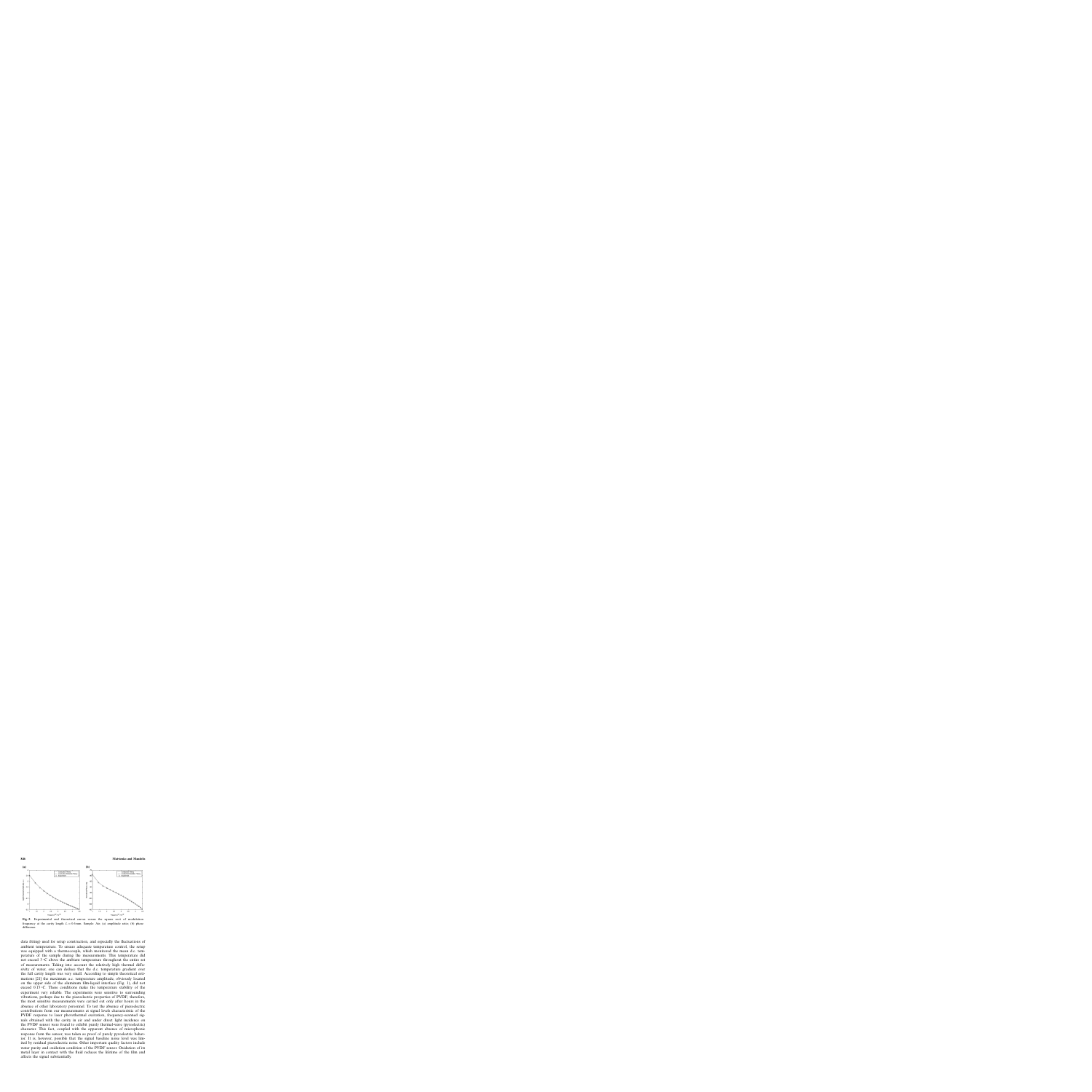**Fig. 5.** Experimental and theoretical curves versus the square root of modulation frequency at the cavity length $L = 0.4$ mm. Sample: Air. (a) amplitude ratio; (b) phase difference.

data fitting) used for setup construction, and especially the fluctuations of ambient temperature. To ensure adequate temperature control, the setup was equipped with a thermocouple, which monitored the mean d.c. temperature of the sample during the measurements. This temperature did not exceed 1 °C above the ambient temperature throughout the entire set of measurements. Taking into account the relatively high thermal diffusivity of water, one can deduce that the d.c. temperature gradient over the full cavity length was very small. According to simple theoretical estimations [23] the maximum a.c. temperature amplitude, obviously located on the upper side of the aluminum film-liquid interface (Fig. 1), did not exceed 0.15 °C. These conditions make the temperature stability of the experiment very reliable. The experiments were sensitive to surrounding vibrations, perhaps due to the piezoelectric properties of PVDF; therefore, the most sensitive measurements were carried out only after hours in the absence of other laboratory personnel. To test the absence of piezoelectric contributions from our measurements at signal levels characteristic of the PVDF response to laser photothermal excitation, frequency-scanned signals obtained with the cavity in air and under direct light incidence on the PVDF sensor were found to exhibit purely thermal-wave (pyroelectric) character. This fact, coupled with the apparent absence of microphonic response from the sensor, was taken as proof of purely pyroelectric behavior. It is, however, possible that the signal baseline noise level was limited by residual piezoelectric noise. Other important quality factors include water purity and oxidation condition of the PVDF sensor. Oxidation of its metal layer in contact with the fluid reduces the lifetime of the film and affects the signal substantially.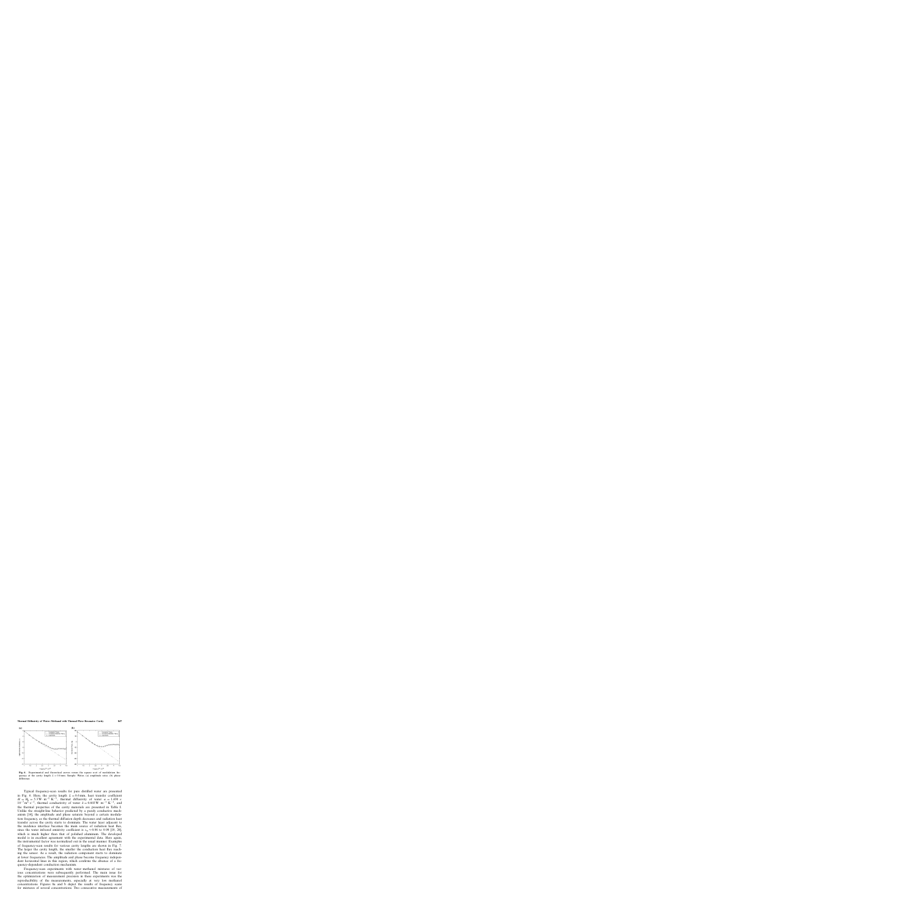**Fig. 6.** Experimental and theoretical curves versus the square root of modulation frequency at the cavity length $L = 0.6$ mm. Sample: Water. (a) amplitude ratio; (b) phase difference.

Typical frequency-scan results for pure distilled water are presented in Fig. 6. Here, the cavity length $L = 0.6$ mm, heat transfer coefficient $H = H_g = 5.3\,\text{W}\cdot\text{m}^{-2}\cdot\text{K}^{-1}$, thermal diffusivity of water $\alpha = 1.436 \times 10^{-7}\,\text{m}^2\cdot\text{s}^{-1}$, thermal conductivity of water $k = 0.603\,\text{W}\cdot\text{m}^{-1}\cdot\text{K}^{-1}$, and the thermal properties of the cavity materials are presented in Table I. Unlike the straight-line behavior predicted by a purely conductive mechanism [14], the amplitude and phase saturate beyond a certain modulation frequency, as the thermal diffusion depth decreases and radiation heat transfer across the cavity starts to dominate. The water layer adjacent to the multiwave interface becomes the main source of radiation heat flux, since the water infrared emissivity coefficient is $\varepsilon_w \approx 0.96$ to 0.98 [18, 20], which is much higher than that of polished aluminum. The developed model is in excellent agreement with the experimental data. Here again, the instrumental factor was normalized out in the usual manner. Examples of frequency-scan results for various cavity lengths are shown in Fig. 7. The larger the cavity length, the smaller the conduction heat flux reaching the sensor. As a result, the radiation component starts to dominate at lower frequencies. The amplitude and phase become frequency independent horizontal lines in this region, which confirms the absence of a frequency-dependent conduction mechanism.

Frequency-scan experiments with water-methanol mixtures of various concentrations were subsequently performed. The main issue for the optimization of measurement precision in these experiments was the reproducibility of the measurements, especially at very low methanol concentrations. Figures 8a and b depict the results of frequency scans for mixtures of several concentrations. Two consecutive measurements of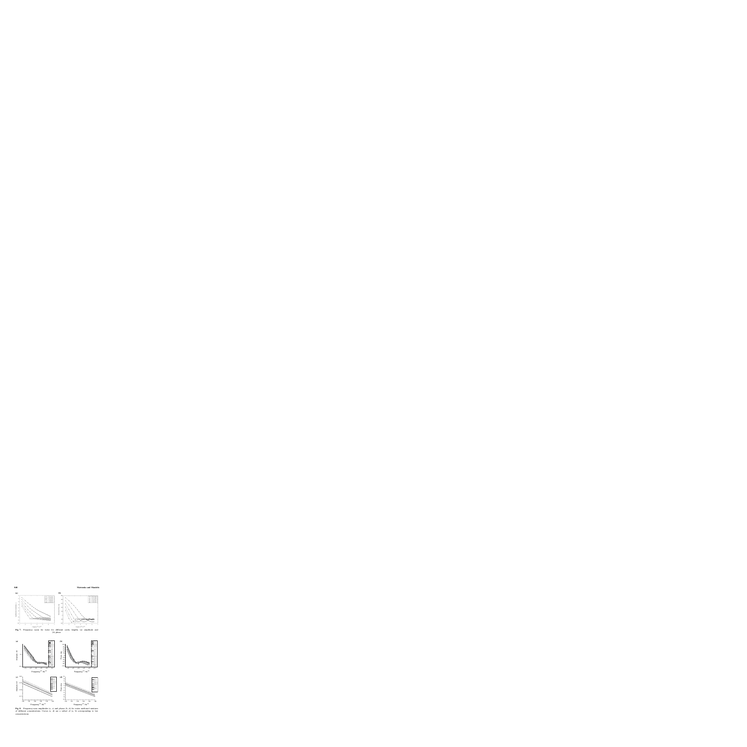**Fig. 7.** Frequency scans for water for different cavity lengths, (a) amplitude and (b) phase.

**Fig. 8.** Frequency-scan amplitudes (a, c) and phases (b, d) for water–methanol mixtures of different concentrations. Curves (c, d) are a subset of (a, b) corresponding to low concentrations.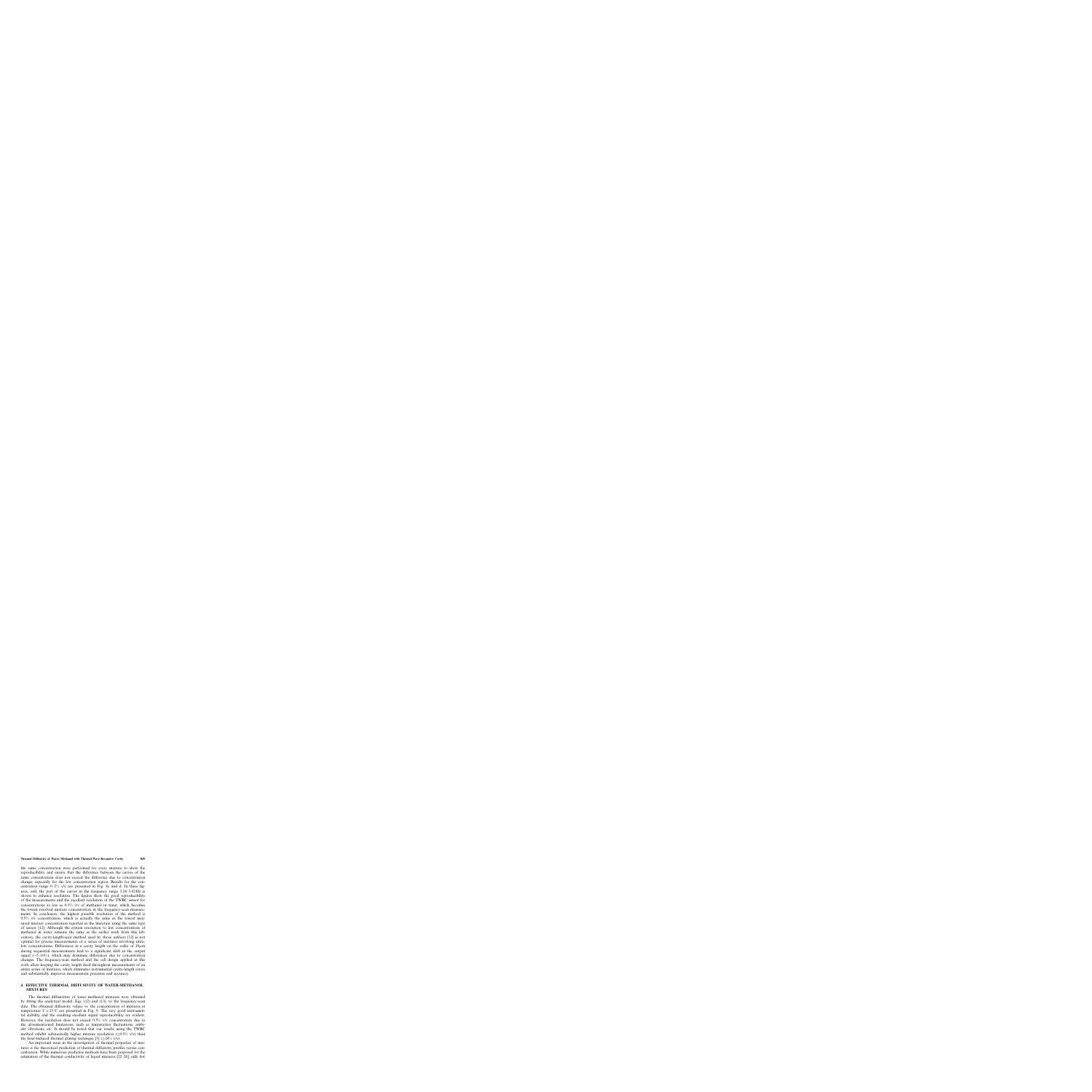the same concentration were performed for every mixture to show the reproducibility and ensure that the difference between the curves of the same concentration does not exceed the difference due to concentration change, especially for the low concentration region. Results for the concentration range 0–2% v/v are presented in Fig. 8c and d. In these figures, only the part of the curves in the frequency range 3.24–3.42 Hz is shown to enhance resolution. The figures show the good reproducibility of the measurements and the excellent resolution of the TWRC sensor for concentrations as low as 0.5% v/v of methanol in water, which becomes the lowest resolved mixture concentration in the frequency-scan measurements. In conclusion, the highest possible resolution of the method is 0.5% v/v concentration, which is actually the same as the lowest measured mixture concentration reported in the literature using the same type of sensor [12]. Although the system resolution to low concentrations of methanol in water remains the same as the earlier work from this laboratory, the cavity-length-scan method used by these authors [12] is not optimal for precise measurements of a series of mixtures involving ultralow concentrations. Differences in a cavity length on the order of 10 μm during sequential measurements lead to a significant shift in the output signal (∼5–10%), which may dominate differences due to concentration changes. The frequency-scan method and the cell design applied in this work allow keeping the cavity length fixed throughout measurements of an entire series of mixtures, which eliminates instrumental cavity-length errors and substantially improves measurement precision and accuracy.

## 4. EFFECTIVE THERMAL DIFFUSIVITY OF WATER-METHANOL MIXTURES

The thermal diffusivities of water-methanol mixtures were obtained by fitting the analytical model, Eqs. (12) and (13), to the frequency-scan data. The obtained diffusivity values vs. the concentration of mixtures at temperature $T = 23^{\circ}C$ are presented in Fig. 9. The very good instrumental stability and the resulting excellent signal reproducibility are evident. However, the resolution does not exceed 0.5% v/v concentration due to the aforementioned limitations, such as temperature fluctuations, ambient vibrations, etc. It should be noted that our results using the TWRC method exhibit substantially higher mixture resolution (≥0.5% v/v) than the laser-induced thermal grating technique [3] (≥24% v/v).

An important issue in the investigation of thermal properties of mixtures is the theoretical prediction of thermal diffusivity profiles versus concentration. While numerous predictive methods have been proposed for the estimation of the thermal conductivity of liquid mixtures [22–26], only few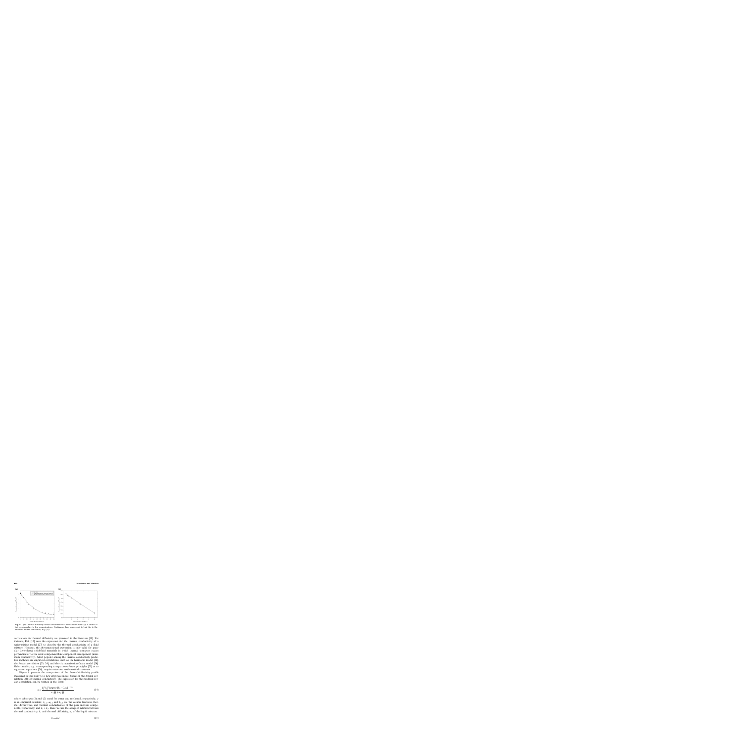**Fig. 9** (a) Thermal diffusivity versus concentration of methanol in water. (b) A subset of (a) corresponding to low concentrations. Continuous lines correspond to best fits to the modified Jordan correlation, Eq. (14).

correlations for thermal diffusivity are presented in the literature [13]. For instance, Ref. [13] uses the expression for the thermal conductivity of a series-mixing model [27] to describe the thermal conductivity of a fluid mixture. However, the abovementioned expression is only valid for granular (two-phase) solid-fluid materials in which thermal transport occurs perpendicular to the solid component/fluid component arrangement (minimum conductivity). Most popular among the thermal-conductivity predictive methods are empirical correlations, such as the harmonic model [22], the Jordan correlation [23, 24], and the characterization-factor model [28]. Other models, e.g., corresponding to equation-of-state principles [25] or to regression equations [26], require extensive mathematical treatment.

Figure 9 presents the comparison of the thermal-diffusivity profile measured in this study to a new empirical model based on the Jordan correlation [28] for thermal conductivity. The expression for the modified Jordan correlation can be written in the form:

$$\alpha = \frac{k_1^{x_1} k_2^{x_2} \left[\exp\left(\gamma \left|k_1 - 3k_2\right|\right)\right]^{x_1 x_2}}{x_1 \frac{k_1}{\alpha_1} + x_2 \frac{k_2}{\alpha_2}} \tag{14}$$

where subscripts (1) and (2) stand for water and methanol, respectively; $\gamma$ is an empirical constant; $x_{1,2}$, $\alpha_{1,2}$ and $k_{1,2}$ are the volume fractions, thermal diffusivities, and thermal conductivities of the pure mixture components, respectively; and $k_1 > k_2$. Here we use the accepted relation between thermal conductivity, $k$, and thermal diffusivity, $\alpha$, of the liquid mixture:

$$k = \alpha \rho c \tag{15}$$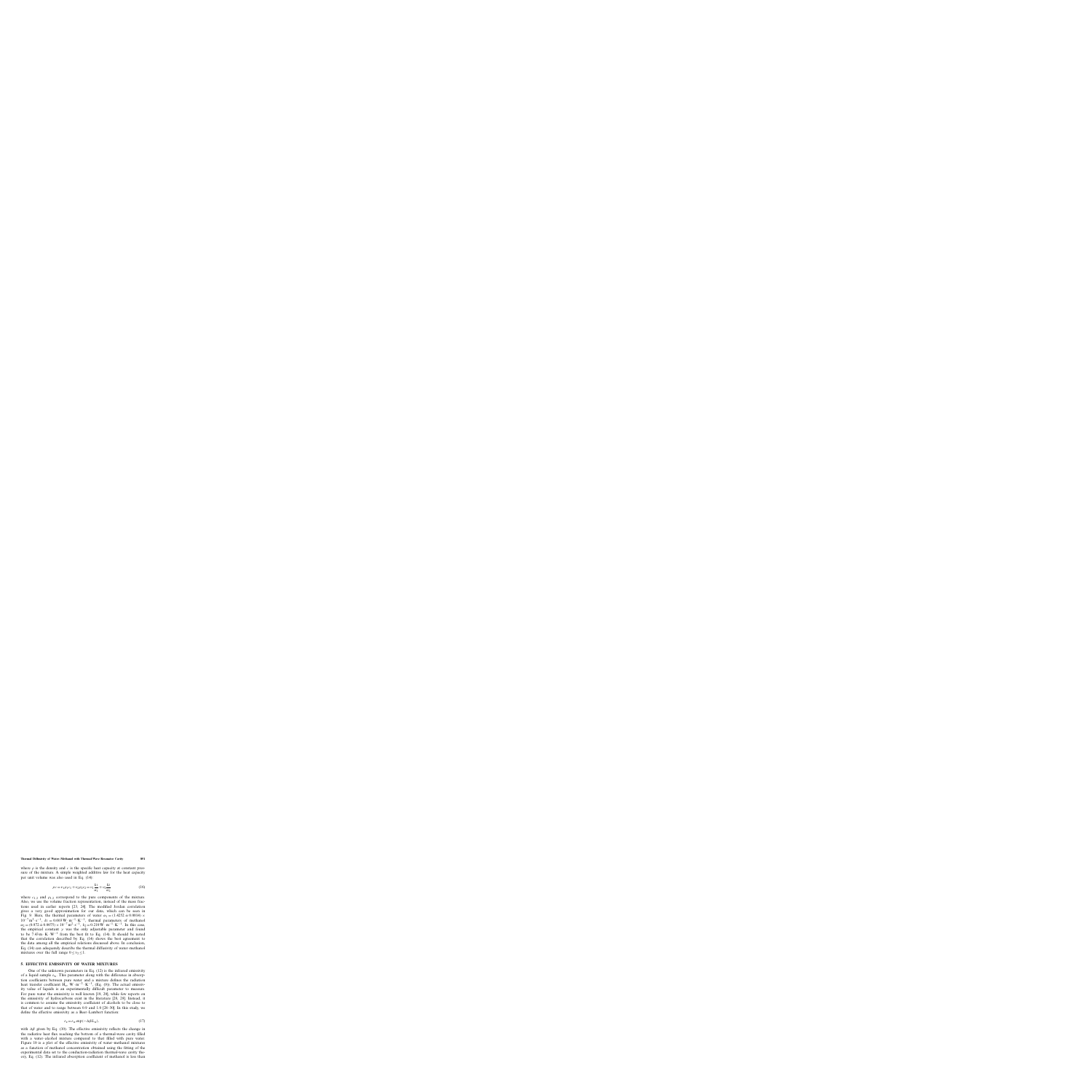where $\rho$ is the density and $c$ is the specific heat capacity at constant pressure of the mixture. A simple weighted additive law for the heat capacity per unit volume was also used in Eq. (14):

$$\rho c = v_1\rho_1 c_1 + v_2\rho_2 c_2 = v_1\frac{k_1}{\alpha_1} + v_2\frac{k_2}{\alpha_2} \tag{16}$$

where $v_{1,2}$ and $\rho_{1,2}$ correspond to the pure components of the mixture. Also, we use the volume fraction representation, instead of the mass fractions used in earlier reports [23, 24]. The modified Jordan correlation gives a very good approximation for our data, which can be seen in Fig. 9. Here, the thermal parameters of water $\alpha_1 = (1.4252 \pm 0.0016) \times 10^{-7}\,\text{m}^2\cdot\text{s}^{-1}$, $k_1 = 0.603\,\text{W}\cdot\text{m}^{-1}\cdot\text{K}^{-1}$, thermal parameters of methanol $\alpha_2 = (0.972 \pm 0.0075) \times 10^{-7}\,\text{m}^2\cdot\text{s}^{-1}$, $k_2 = 0.210\,\text{W}\cdot\text{m}^{-1}\cdot\text{K}^{-1}$. In this case, the empirical constant $\gamma$ was the only adjustable parameter and found to be $7.43\,\text{m}\cdot\text{K}\cdot\text{W}^{-1}$ from the best fit to Eq. (14). It should be noted that the correlation described by Eq. (14) shows the best agreement to the data among all the empirical relations discussed above. In conclusion, Eq. (14) can adequately describe the thermal diffusivity of water-methanol mixtures over the full range $0 \leq v_2 \leq 1$.

## 5. EFFECTIVE EMISSIVITY OF WATER MIXTURES

One of the unknown parameters in Eq. (12) is the infrared emissivity of a liquid sample $\varepsilon_0$. This parameter along with the difference in absorption coefficients between pure water and a mixture defines the radiation heat transfer coefficient $H_{\text{R}}$, $\text{W}\cdot\text{m}^{-2}\cdot\text{K}^{-1}$, (Eq. (9)). The actual emissivity value of liquids is an experimentally difficult parameter to measure. For pure water the emissivity is well known [19, 20], while few reports on the emissivity of hydrocarbons exist in the literature [20, 28]. Instead, it is common to assume the emissivity coefficient of alcohols to be close to that of water and to range between 0.9 and 1.0 [28–30]. In this study, we define the effective emissivity as a Beer–Lambert function:

$$\varepsilon_{\text{e}} = \varepsilon_{\text{w}} \exp(-\Delta\beta L_{\text{w}}), \tag{17}$$

with $\Delta\beta$ given by Eq. (10). The effective emissivity reflects the change in the radiative heat flux reaching the bottom of a thermal-wave cavity filled with a water-alcohol mixture compared to that filled with pure water. Figure 10 is a plot of the effective emissivity of water–methanol mixtures as a function of methanol concentration obtained using the fitting of the experimental data set to the conduction-radiation thermal-wave cavity theory, Eq. (12). The infrared absorption coefficient of methanol is less than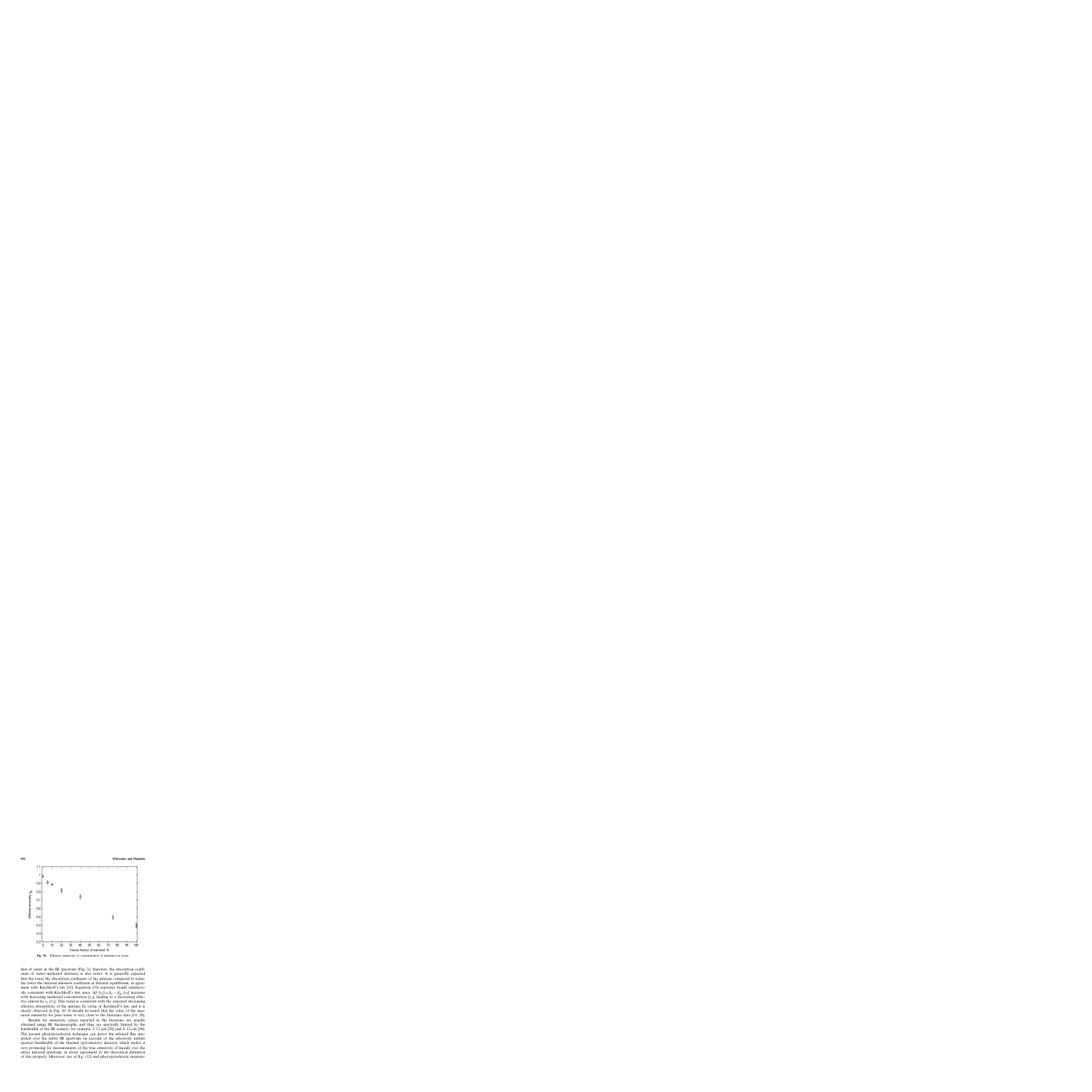Fig. 10 Effective emissivity vs. concentration of methanol in water

that of water in the IR spectrum (Fig. 3); therefore, the absorption coefficient of water–methanol mixtures is also lower. It is generally expected that the lower the absorption coefficient of the mixture compared to water, the lower the infrared emission coefficient at thermal equilibrium, in agreement with Kirchhoff's law [31]. Equation (10) expresses trends satisfactorily consistent with Kirchhoff's law, since $\Delta\bar{\beta}\,[v_2] = \bar{\beta}_w - \bar{\beta}_m\,[v_2]$ increases with increasing methanol concentration $[v_2]$, leading to a decreasing effective emissivity $\varepsilon_e\,[v_2]$. This trend is consistent with the expected decreasing effective absorptivity of the mixture by virtue of Kirchhoff's law, and it is clearly observed in Fig. 10. It should be noted that the value of the measured emissivity for pure water is very close to the literature data [19, 28].

Results for emissivity values reported in the literature are usually obtained using IR thermography and thus are spectrally limited by the bandwidth of the IR camera, for example, 3–12 μm [28] and 8–12 μm [30]. The present photopyroelectric technique can detect the infrared flux integrated over the entire IR spectrum on account of the effectively infinite spectral bandwidth of the thermal (pyroelectric) detector, which makes it very promising for measurements of the true emissivity of liquids over the entire infrared spectrum, in closer agreement to the theoretical definition of this property. Moreover, use of Eq. (12) and photopyroelectric measure-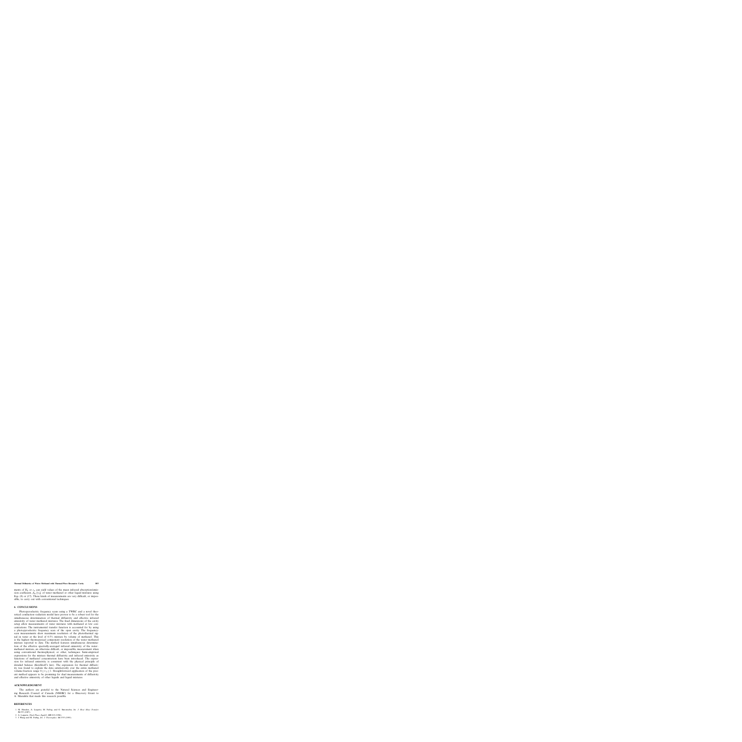ments of $\Pi_r$ or $\varepsilon_s$ can yield values of the mean infrared absorption/emission coefficient, $\beta_\mathrm{IR}$ [$x_2$], of water–methanol or other liquid mixtures using Eqs. (8) or (17). These kinds of measurements are very difficult, or impossible, to carry out with conventional techniques.

## 6. CONCLUSIONS

Photopyroelectric frequency scans using a TWRC and a novel theoretical conduction–radiation model have proven to be a robust tool for the simultaneous determination of thermal diffusivity and effective infrared emissivity of water–methanol mixtures. The fixed dimensions of the cavity setup allow measurements of water mixtures with methanol at low concentrations. The instrumental transfer function is accounted for by using a photopyroelectric frequency scan of the open cavity. The frequency-scan measurements show maximum resolution of the photothermal signal in water at the level of 0.5% mixture by volume of methanol. This is the highest thermophysical component resolution of the water–methanol mixture reported to date. The method features simultaneous determination of the effective spectrally-averaged infrared emissivity of the water–methanol mixture, an otherwise difficult, or impossible, measurement when using conventional thermophysical, or other, techniques. Semi-empirical expressions for the mixture thermal diffusivity and infrared emissivity as functions of methanol concentration have been introduced. The expression for infrared emissivity is consistent with the physical principle of detailed balance (Kirchhoff's law). The expression for thermal diffusivity was found to explain the data satisfactorily over the entire methanol volume-fraction range $0 \le x_2 \le 1$. Straightforward application of the present method appears to be promising for dual measurements of diffusivity and effective emissivity of other liquids and liquid mixtures.

## ACKNOWLEDGMENT

The authors are grateful to the Natural Sciences and Engineering Research Council of Canada (NSERC) for a Discovery Grant to A. Mandelis that made this research possible.

## REFERENCES

1. M. Handen, A. Laiparte, M. Fiebig, and G. Simonsohn, *Int. J. Heat Mass Transfer* **30**:553 (1987).
2. A. Laiparte, *Fluid Phase Equilib.* **128**:215 (1996).
3. J. Wang and M. Fiebig, *Int. J. Thermophys.* **16**:1535 (1995).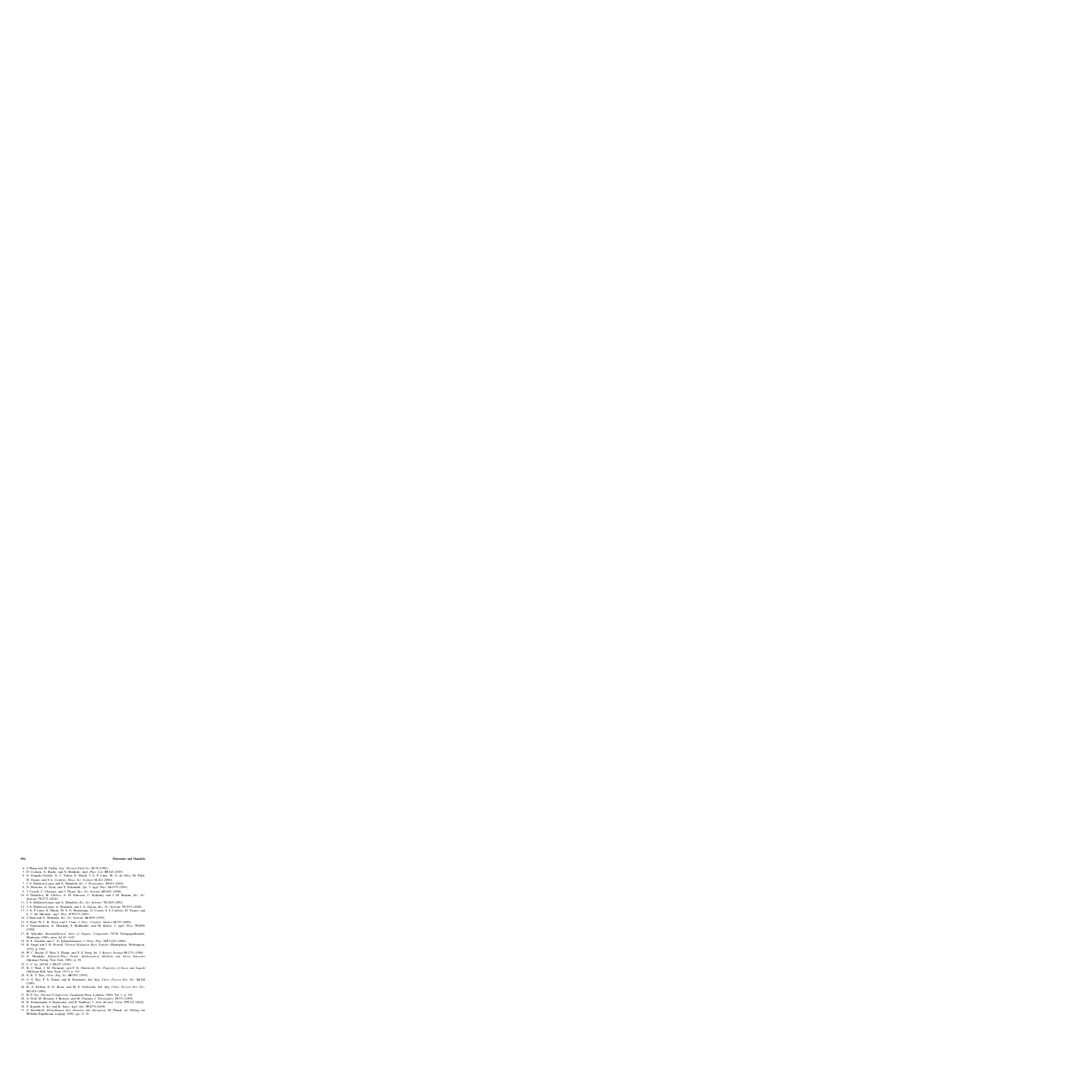4. J. Wang and M. Fiebig, *Exp. Thermal Fluid Sci.* **13**:38 (1996).
5. D. Cremona, A. Harbi, and N. Mahmud, *Appl. Phys. Lett.* **85**:348 (2005).
6. G. Delgado-Vasallo, A. O. Valdes, E. Marin, J. A. P. Lima, M. G. da Silva, M. Sthel, H. Vargas, and S. L. Cardoso, *Meas. Sci. Technol.* **11**:412 (2000).
7. J. A. Balderas-Lopez and A. Mandelis, *Int. J. Thermophys.* **23**:605 (2002).
8. N. Morioka, A. Yarai, and T. Nakanishi, *Jpn. J. Appl. Phys.* **34**:2579 (1995).
9. J. Caerels, C. Glorieux, and J. Thoen, *Rev. Sci. Instrum.* **69**:2452 (1998).
10. S. Delenclos, M. Chirtoc, A. H. Sahraoui, C. Kolinsky, and J. M. Buisine, *Rev. Sci. Instrum.* **73**:2773 (2002).
11. J. A. Balderas-Lopez and A. Mandelis, *Rev. Sci. Instrum.* **72**:2649 (2001).
12. J. A. Balderas-Lopez, A. Mandelis, and J. A. Garcia, *Rev. Sci. Instrum.* **71**:2933 (2000).
13. J. A. P. Lima, E. Marin, M. S. O. Massunaga, O. Correa, S. L. Cardoso, H. Vargas, and L. C. M. Miranda, *Appl. Phys. B* **73**:151 (2001).
14. J. Shen and A. Mandelis, *Rev. Sci. Instrum.* **66**:4999 (1995).
15. S. Dorri, W. C. K. Poon, and J. Crain, *J. Phys.: Condens. Matter* **12**:323 (2000).
16. J. Vanniasinkam, A. Mandelis, S. Buddhudu, and M. Kokta, *J. Appl. Phys.* **75**:8090 (1994).
17. B. Schrader, *Raman/Infrared Atlas of Organic Compounds* (VCH Verlagsgesellschaft, Weinheim, 1989), entry A3-01, G-02.
18. D. S. Venables and C. A. Schmuttenmaer, *J. Chem. Phys.* **113**:11222 (2000).
19. R. Siegel and J. R. Howell, *Thermal Radiation Heat Transfer* (Hemisphere, Washington, 1972), p. 1062.
20. W. C. Snyder, Z. Wan, Y. Zhang, and Y. Z. Feng, *Int. J. Remote Sensing* **19**:2753 (1998).
21. A. Mandelis, *Diffusion-Wave Fields: Mathematical Methods and Green Functions* (Springer-Verlag, New York, 2001), p. 99.
22. C. C. Li, *AIChE J.* **22**:927 (1976).
23. R. C. Reid, J. M. Prausnitz, and T. K. Sherwood, *The Properties of Gases and Liquids* (McGraw-Hill, New York, 1977), p. 533.
24. D. K. T. Tam, *Chem. Eng. Sci.* **48**:2907 (1993).
25. A. S. Teja, P. A. Tirner, and B. Pasumarti, *Ind. Eng. Chem. Process Des. Dev.* **24**:344 (1985).
26. R. A. Perkins, S. D. Sloan, and M. S. Ozdowski, *Ind. Eng. Chem. Process Des. Dev.* **25**:1016 (1986).
27. R. P. Tye, *Thermal Conductivity* (Academic Press, London, 1969), Vol. 1, p. 319.
28. A. Diaf, M. Boissaire, J. Burrows, and M. Ouissata, *J. Thermophys.* **15**:553 (1999).
29. R. Tuckermann, S. Bauerecker, and B. Neidhart, *J. Anal. Bioanal. Chem.* **372**:122 (2002).
30. T. Kinoshi, A. Ito, and K. Saito, *Appl. Opt.* **39**:4278 (2000).
31. G. Kirchhoff, *Abhandlungen über Emission und Absorption*, M. Planck, ed. (Verlag von Wilhelm Engelmann, Leipzig, 1898), pp. 11–36.